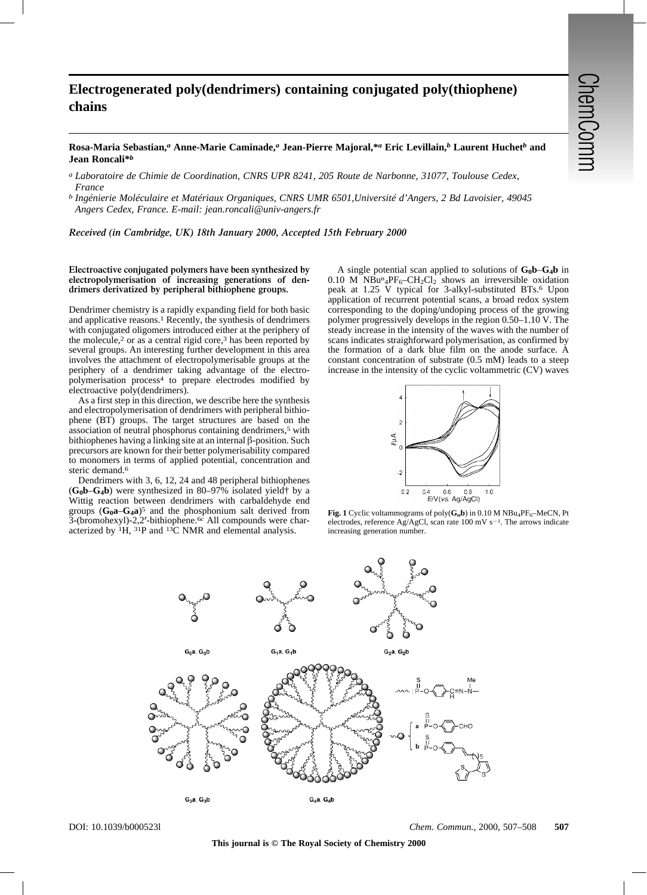# Electrogenerated poly(dendrimers) containing conjugated poly(thiophene) chains

**Rosa-Maria Sebastian,[a] Anne-Marie Caminade,[a] Jean-Pierre Majoral,\*[a] Eric Levillain,[b] Laurent Huchet[b] and Jean Roncali\*[b]**

[a] *Laboratoire de Chimie de Coordination, CNRS UPR 8241, 205 Route de Narbonne, 31077, Toulouse Cedex, France*

[b] *Ingénierie Moléculaire et Matériaux Organiques, CNRS UMR 6501,Université d'Angers, 2 Bd Lavoisier, 49045 Angers Cedex, France. E-mail: jean.roncali@univ-angers.fr*

*Received (in Cambridge, UK) 18th January 2000, Accepted 15th February 2000*

**Electroactive conjugated polymers have been synthesized by electropolymerisation of increasing generations of dendrimers derivatized by peripheral bithiophene groups.**

Dendrimer chemistry is a rapidly expanding field for both basic and applicative reasons.[1] Recently, the synthesis of dendrimers with conjugated oligomers introduced either at the periphery of the molecule,[2] or as a central rigid core,[3] has been reported by several groups. An interesting further development in this area involves the attachment of electropolymerisable groups at the periphery of a dendrimer taking advantage of the electropolymerisation process[4] to prepare electrodes modified by electroactive poly(dendrimers).

As a first step in this direction, we describe here the synthesis and electropolymerisation of dendrimers with peripheral bithiophene (BT) groups. The target structures are based on the association of neutral phosphorus containing dendrimers,[5] with bithiophenes having a linking site at an internal β-position. Such precursors are known for their better polymerisability compared to monomers in terms of applied potential, concentration and steric demand.[6]

Dendrimers with 3, 6, 12, 24 and 48 peripheral bithiophenes (**$G_0$b**–**$G_4$b**) were synthesized in 80–97% isolated yield† by a Wittig reaction between dendrimers with carbaldehyde end groups (**$G_0$a**–**$G_4$a**)[5] and the phosphonium salt derived from 3-(bromohexyl)-2,2′-bithiophene.[6c] All compounds were characterized by $^1$H, $^{31}$P and $^{13}$C NMR and elemental analysis.

A single potential scan applied to solutions of **$G_0$b**–**$G_4$b** in 0.10 M $NBu^n{}_4PF_6$–$CH_2Cl_2$ shows an irreversible oxidation peak at 1.25 V typical for 3-alkyl-substituted BTs.[6] Upon application of recurrent potential scans, a broad redox system corresponding to the doping/undoping process of the growing polymer progressively develops in the region 0.50–1.10 V. The steady increase in the intensity of the waves with the number of scans indicates straighforward polymerisation, as confirmed by the formation of a dark blue film on the anode surface. A constant concentration of substrate (0.5 mM) leads to a steep increase in the intensity of the cyclic voltammetric (CV) waves

**Fig. 1** Cyclic voltammograms of poly(**$G_n$b**) in 0.10 M $NBu_4PF_6$–MeCN, Pt electrodes, reference Ag/AgCl, scan rate 100 mV $s^{-1}$. The arrows indicate increasing generation number.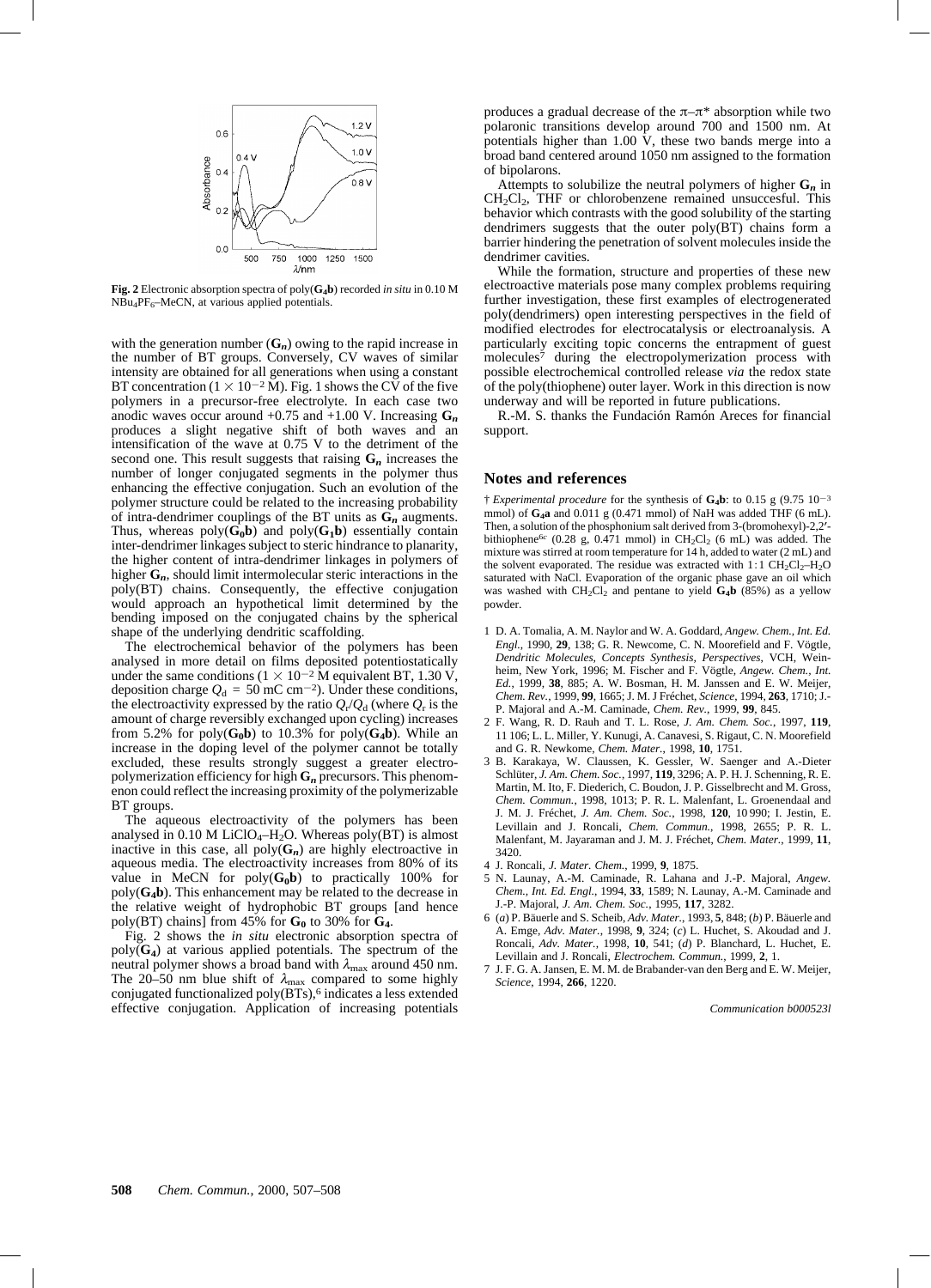0.6
0.4
0.2
0.0
Absorbance
500 750 1000 1250 1500
λ/nm
1.2 V
1.0 V
0.8 V
0.4 V

**Fig. 2** Electronic absorption spectra of poly($\mathbf{G_4b}$) recorded *in situ* in 0.10 M $NBu_4PF_6$–MeCN, at various applied potentials.

with the generation number ($\mathbf{G}_n$) owing to the rapid increase in the number of BT groups. Conversely, CV waves of similar intensity are obtained for all generations when using a constant BT concentration ($1 \times 10^{-2}$ M). Fig. 1 shows the CV of the five polymers in a precursor-free electrolyte. In each case two anodic waves occur around +0.75 and +1.00 V. Increasing $\mathbf{G}_n$ produces a slight negative shift of both waves and an intensification of the wave at 0.75 V to the detriment of the second one. This result suggests that raising $\mathbf{G}_n$ increases the number of longer conjugated segments in the polymer thus enhancing the effective conjugation. Such an evolution of the polymer structure could be related to the increasing probability of intra-dendrimer couplings of the BT units as $\mathbf{G}_n$ augments. Thus, whereas poly($\mathbf{G_0b}$) and poly($\mathbf{G_1b}$) essentially contain inter-dendrimer linkages subject to steric hindrance to planarity, the higher content of intra-dendrimer linkages in polymers of higher $\mathbf{G}_n$, should limit intermolecular steric interactions in the poly(BT) chains. Consequently, the effective conjugation would approach an hypothetical limit determined by the bending imposed on the conjugated chains by the spherical shape of the underlying dendritic scaffolding.

The electrochemical behavior of the polymers has been analysed in more detail on films deposited potentiostatically under the same conditions ($1 \times 10^{-2}$ M equivalent BT, 1.30 V, deposition charge $Q_d$ = 50 mC cm$^{-2}$). Under these conditions, the electroactivity expressed by the ratio $Q_r/Q_d$ (where $Q_r$ is the amount of charge reversibly exchanged upon cycling) increases from 5.2% for poly($\mathbf{G_0b}$) to 10.3% for poly($\mathbf{G_4b}$). While an increase in the doping level of the polymer cannot be totally excluded, these results strongly suggest a greater electro-polymerization efficiency for high $\mathbf{G}_n$ precursors. This phenomenon could reflect the increasing proximity of the polymerizable BT groups.

The aqueous electroactivity of the polymers has been analysed in 0.10 M $LiClO_4$–$H_2O$. Whereas poly(BT) is almost inactive in this case, all poly($\mathbf{G}_n$) are highly electroactive in aqueous media. The electroactivity increases from 80% of its value in MeCN for poly($\mathbf{G_0b}$) to practically 100% for poly($\mathbf{G_4b}$). This enhancement may be related to the decrease in the relative weight of hydrophobic BT groups [and hence poly(BT) chains] from 45% for $\mathbf{G_0}$ to 30% for $\mathbf{G_4}$.

Fig. 2 shows the *in situ* electronic absorption spectra of poly($\mathbf{G_4}$) at various applied potentials. The spectrum of the neutral polymer shows a broad band with $\lambda_{max}$ around 450 nm. The 20–50 nm blue shift of $\lambda_{max}$ compared to some highly conjugated functionalized poly(BTs),[6] indicates a less extended effective conjugation. Application of increasing potentials produces a gradual decrease of the π–π* absorption while two polaronic transitions develop around 700 and 1500 nm. At potentials higher than 1.00 V, these two bands merge into a broad band centered around 1050 nm assigned to the formation of bipolarons.

Attempts to solubilize the neutral polymers of higher $\mathbf{G}_n$ in $CH_2Cl_2$, THF or chlorobenzene remained unsuccesful. This behavior which contrasts with the good solubility of the starting dendrimers suggests that the outer poly(BT) chains form a barrier hindering the penetration of solvent molecules inside the dendrimer cavities.

While the formation, structure and properties of these new electroactive materials pose many complex problems requiring further investigation, these first examples of electrogenerated poly(dendrimers) open interesting perspectives in the field of modified electrodes for electrocatalysis or electroanalysis. A particularly exciting topic concerns the entrapment of guest molecules[7] during the electropolymerization process with possible electrochemical controlled release *via* the redox state of the poly(thiophene) outer layer. Work in this direction is now underway and will be reported in future publications.

R.-M. S. thanks the Fundación Ramón Areces for financial support.

## Notes and references

† *Experimental procedure* for the synthesis of $\mathbf{G_4b}$: to 0.15 g ($9.75 \ 10^{-3}$ mmol) of $\mathbf{G_4a}$ and 0.011 g (0.471 mmol) of NaH was added THF (6 mL). Then, a solution of the phosphonium salt derived from 3-(bromohexyl)-2,2′-bithiophene[6c] (0.28 g, 0.471 mmol) in $CH_2Cl_2$ (6 mL) was added. The mixture was stirred at room temperature for 14 h, added to water (2 mL) and the solvent evaporated. The residue was extracted with 1:1 $CH_2Cl_2$–$H_2O$ saturated with NaCl. Evaporation of the organic phase gave an oil which was washed with $CH_2Cl_2$ and pentane to yield $\mathbf{G_4b}$ (85%) as a yellow powder.

1 D. A. Tomalia, A. M. Naylor and W. A. Goddard, *Angew. Chem., Int. Ed. Engl.*, 1990, **29**, 138; G. R. Newcome, C. N. Moorefield and F. Vögtle, *Dendritic Molecules, Concepts Synthesis, Perspectives*, VCH, Weinheim, New York, 1996; M. Fischer and F. Vögtle, *Angew. Chem., Int. Ed.*, 1999, **38**, 885; A. W. Bosman, H. M. Janssen and E. W. Meijer, *Chem. Rev.*, 1999, **99**, 1665; J. M. J Fréchet, *Science*, 1994, **263**, 1710; J.-P. Majoral and A.-M. Caminade, *Chem. Rev.*, 1999, **99**, 845.
2 F. Wang, R. D. Rauh and T. L. Rose, *J. Am. Chem. Soc.*, 1997, **119**, 11 106; L. L. Miller, Y. Kunugi, A. Canavesi, S. Rigaut, C. N. Moorefield and G. R. Newkome, *Chem. Mater.*, 1998, **10**, 1751.
3 B. Karakaya, W. Claussen, K. Gessler, W. Saenger and A.-Dieter Schlüter, *J. Am. Chem. Soc.*, 1997, **119**, 3296; A. P. H. J. Schenning, R. E. Martin, M. Ito, F. Diederich, C. Boudon, J. P. Gisselbrecht and M. Gross, *Chem. Commun.*, 1998, 1013; P. R. L. Malenfant, L. Groenendaal and J. M. J. Fréchet, *J. Am. Chem. Soc.*, 1998, **120**, 10 990; I. Jestin, E. Levillain and J. Roncali, *Chem. Commun.*, 1998, 2655; P. R. L. Malenfant, M. Jayaraman and J. M. J. Fréchet, *Chem. Mater.*, 1999, **11**, 3420.
4 J. Roncali, *J. Mater. Chem.*, 1999, **9**, 1875.
5 N. Launay, A.-M. Caminade, R. Lahana and J.-P. Majoral, *Angew. Chem., Int. Ed. Engl.*, 1994, **33**, 1589; N. Launay, A.-M. Caminade and J.-P. Majoral, *J. Am. Chem. Soc.*, 1995, **117**, 3282.
6 (*a*) P. Bäuerle and S. Scheib, *Adv. Mater.*, 1993, **5**, 848; (*b*) P. Bäuerle and A. Emge, *Adv. Mater.*, 1998, **9**, 324; (*c*) L. Huchet, S. Akoudad and J. Roncali, *Adv. Mater.*, 1998, **10**, 541; (*d*) P. Blanchard, L. Huchet, E. Levillain and J. Roncali, *Electrochem. Commun.*, 1999, **2**, 1.
7 J. F. G. A. Jansen, E. M. M. de Brabander-van den Berg and E. W. Meijer, *Science*, 1994, **266**, 1220.

*Communication b000523l*